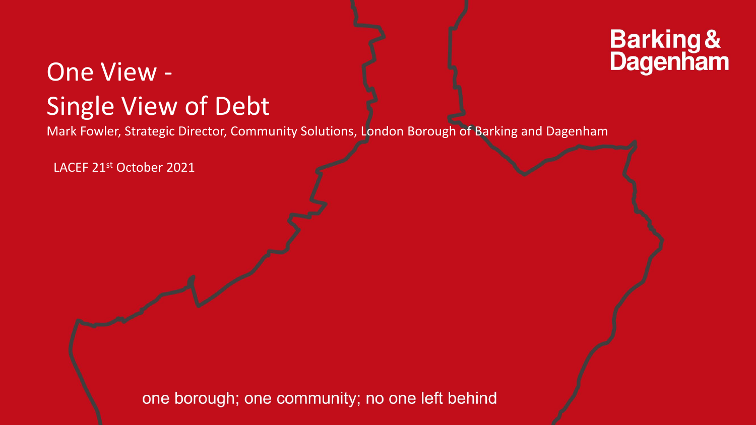Barking & Dagenham

# One View - Single View of Debt

Mark Fowler, Strategic Director, Community Solutions, London Borough of Barking and Dagenham

LACEF 21st October 2021

one borough; one community; no one left behind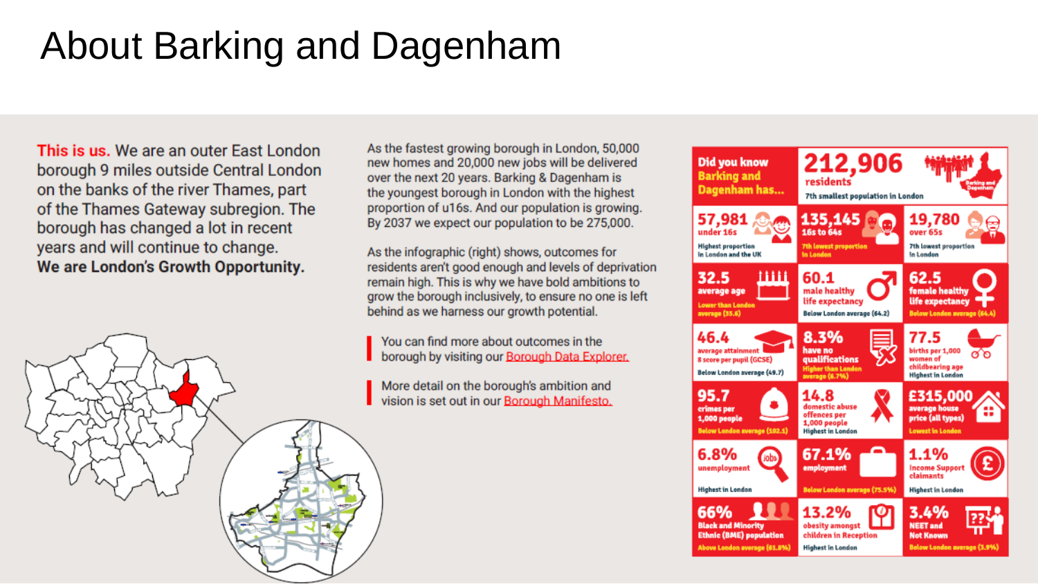# About Barking and Dagenham

**This is us.** We are an outer East London borough 9 miles outside Central London on the banks of the river Thames, part of the Thames Gateway subregion. The borough has changed a lot in recent years and will continue to change.
**We are London's Growth Opportunity.**

As the fastest growing borough in London, 50,000 new homes and 20,000 new jobs will be delivered over the next 20 years. Barking & Dagenham is the youngest borough in London with the highest proportion of u16s. And our population is growing. By 2037 we expect our population to be 275,000.

As the infographic (right) shows, outcomes for residents aren't good enough and levels of deprivation remain high. This is why we have bold ambitions to grow the borough inclusively, to ensure no one is left behind as we harness our growth potential.

You can find more about outcomes in the borough by visiting our Borough Data Explorer.

More detail on the borough's ambition and vision is set out in our Borough Manifesto.

**Did you know Barking and Dagenham has...**

**212,906** residents
7th smallest population in London

| | | |
|---|---|---|
| **57,981** under 16s<br>Highest proportion in London and the UK | **135,145** 16s to 64s<br>7th lowest proportion in London | **19,780** over 65s<br>7th lowest proportion in London |
| **32.5** average age<br>Lower than London average (35.6) | **60.1** male healthy life expectancy<br>Below London average (64.2) | **62.5** female healthy life expectancy<br>Below London average (64.4) |
| **46.4** average attainment 8 score per pupil (GCSE)<br>Below London average (49.7) | **8.3%** have no qualifications<br>Higher than London average (6.7%) | **77.5** births per 1,000 women of childbearing age<br>Highest in London |
| **95.7** crimes per 1,000 people<br>Below London average (102.1) | **14.8** domestic abuse offences per 1,000 people<br>Highest in London | **£315,000** average house price (all types)<br>Lowest in London |
| **6.8%** unemployment<br>Highest in London | **67.1%** employment<br>Below London average (75.5%) | **1.1%** Income Support claimants<br>Highest in London |
| **66%** Black and Minority Ethnic (BME) population<br>Above London average (61.8%) | **13.2%** obesity amongst children in Reception<br>Highest in London | **3.4%** NEET and Not Known<br>Below London average (3.9%) |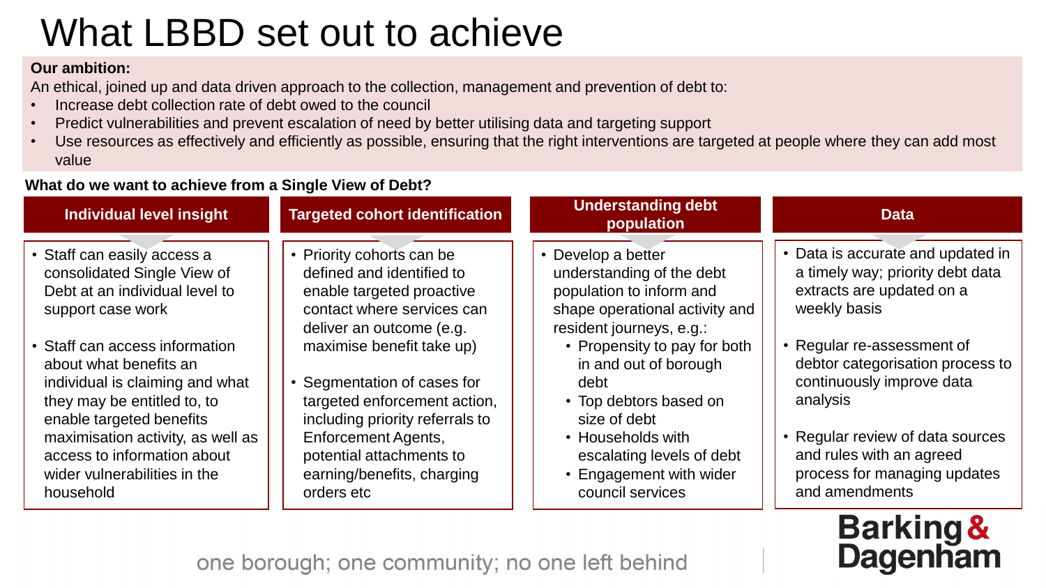# What LBBD set out to achieve

**Our ambition:**

An ethical, joined up and data driven approach to the collection, management and prevention of debt to:

- Increase debt collection rate of debt owed to the council
- Predict vulnerabilities and prevent escalation of need by better utilising data and targeting support
- Use resources as effectively and efficiently as possible, ensuring that the right interventions are targeted at people where they can add most value

**What do we want to achieve from a Single View of Debt?**

### Individual level insight

- Staff can easily access a consolidated Single View of Debt at an individual level to support case work
- Staff can access information about what benefits an individual is claiming and what they may be entitled to, to enable targeted benefits maximisation activity, as well as access to information about wider vulnerabilities in the household

### Targeted cohort identification

- Priority cohorts can be defined and identified to enable targeted proactive contact where services can deliver an outcome (e.g. maximise benefit take up)
- Segmentation of cases for targeted enforcement action, including priority referrals to Enforcement Agents, potential attachments to earning/benefits, charging orders etc

### Understanding debt population

- Develop a better understanding of the debt population to inform and shape operational activity and resident journeys, e.g.:
  - Propensity to pay for both in and out of borough debt
  - Top debtors based on size of debt
  - Households with escalating levels of debt
  - Engagement with wider council services

### Data

- Data is accurate and updated in a timely way; priority debt data extracts are updated on a weekly basis
- Regular re-assessment of debtor categorisation process to continuously improve data analysis
- Regular review of data sources and rules with an agreed process for managing updates and amendments

one borough; one community; no one left behind

Barking & Dagenham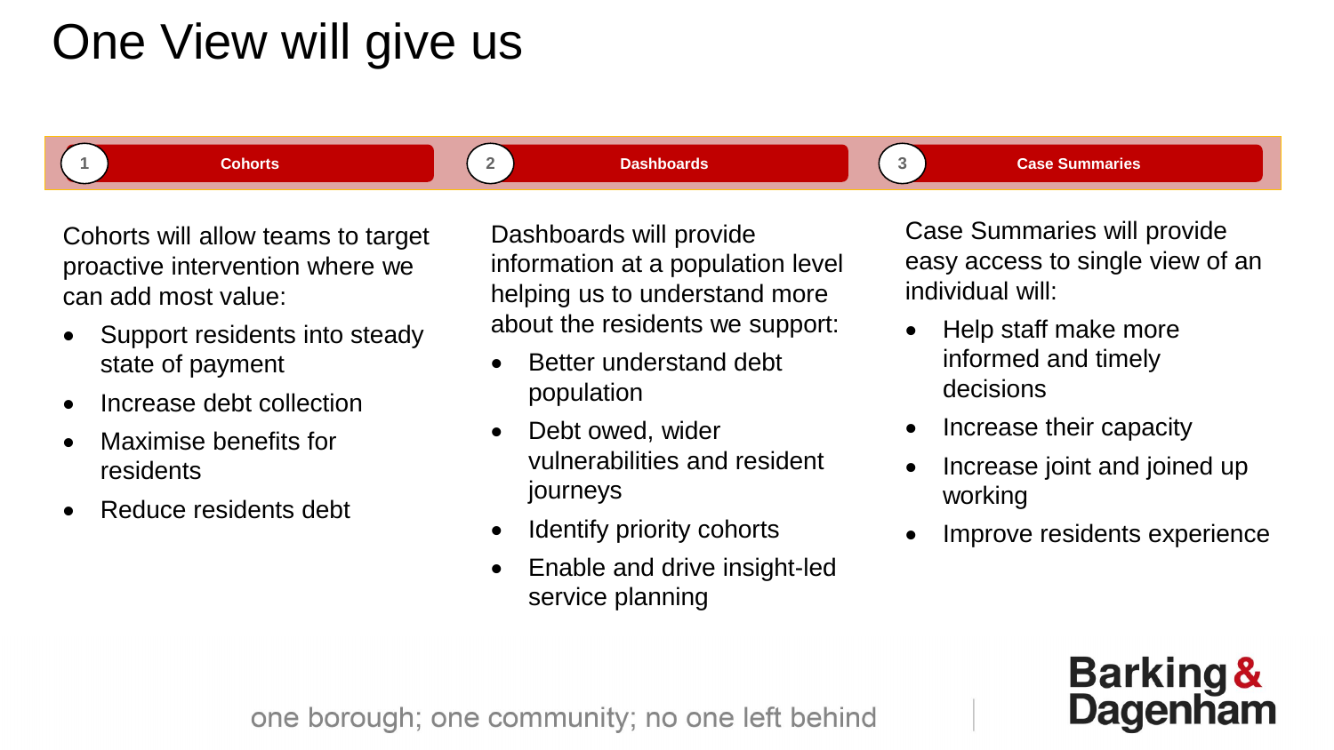# One View will give us

## 1 Cohorts

Cohorts will allow teams to target proactive intervention where we can add most value:

- Support residents into steady state of payment
- Increase debt collection
- Maximise benefits for residents
- Reduce residents debt

## 2 Dashboards

Dashboards will provide information at a population level helping us to understand more about the residents we support:

- Better understand debt population
- Debt owed, wider vulnerabilities and resident journeys
- Identify priority cohorts
- Enable and drive insight-led service planning

## 3 Case Summaries

Case Summaries will provide easy access to single view of an individual will:

- Help staff make more informed and timely decisions
- Increase their capacity
- Increase joint and joined up working
- Improve residents experience

one borough; one community; no one left behind

Barking & Dagenham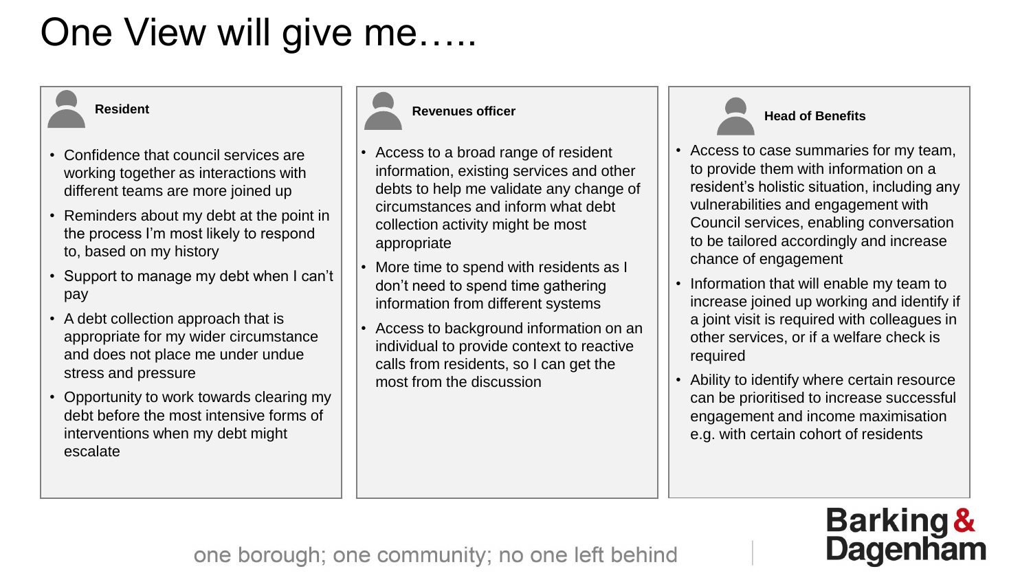# One View will give me…..

### Resident

- Confidence that council services are working together as interactions with different teams are more joined up
- Reminders about my debt at the point in the process I'm most likely to respond to, based on my history
- Support to manage my debt when I can't pay
- A debt collection approach that is appropriate for my wider circumstance and does not place me under undue stress and pressure
- Opportunity to work towards clearing my debt before the most intensive forms of interventions when my debt might escalate

### Revenues officer

- Access to a broad range of resident information, existing services and other debts to help me validate any change of circumstances and inform what debt collection activity might be most appropriate
- More time to spend with residents as I don't need to spend time gathering information from different systems
- Access to background information on an individual to provide context to reactive calls from residents, so I can get the most from the discussion

### Head of Benefits

- Access to case summaries for my team, to provide them with information on a resident's holistic situation, including any vulnerabilities and engagement with Council services, enabling conversation to be tailored accordingly and increase chance of engagement
- Information that will enable my team to increase joined up working and identify if a joint visit is required with colleagues in other services, or if a welfare check is required
- Ability to identify where certain resource can be prioritised to increase successful engagement and income maximisation e.g. with certain cohort of residents

one borough; one community; no one left behind

Barking & Dagenham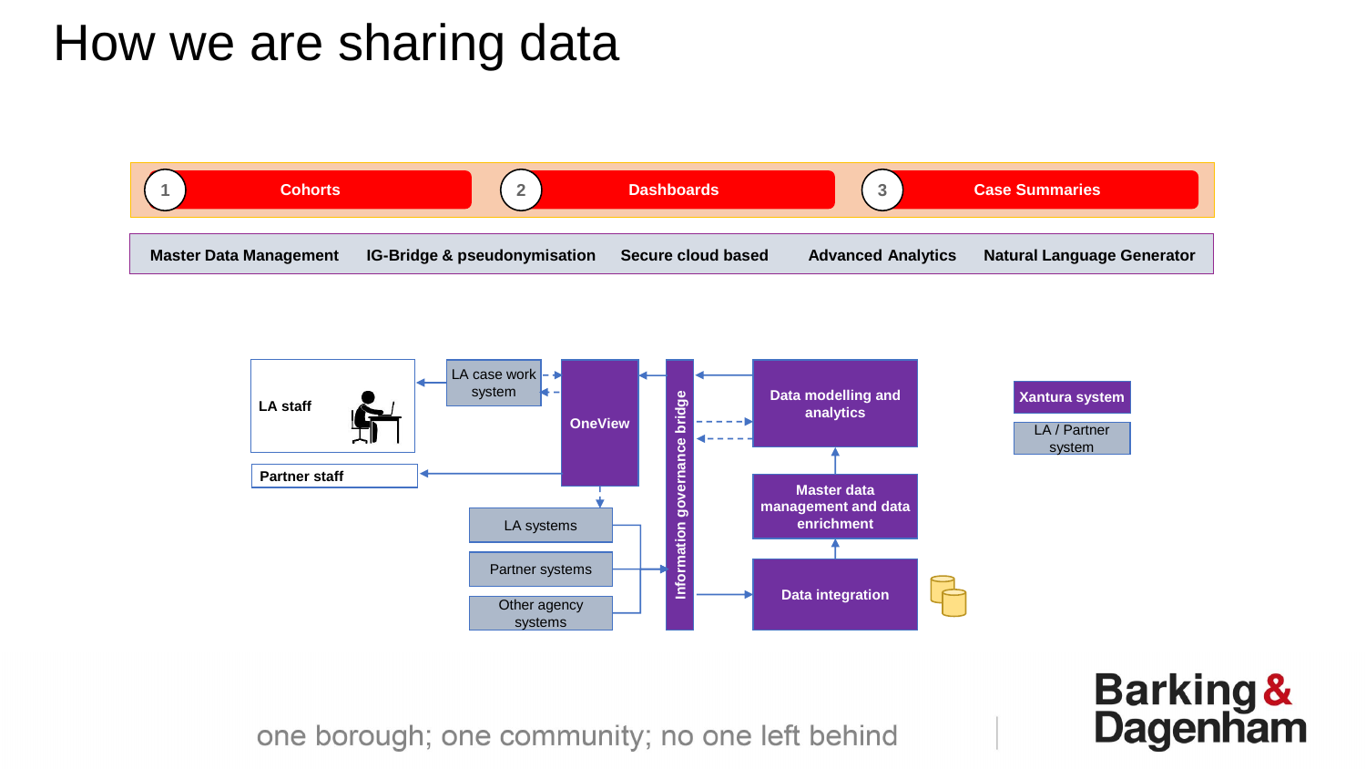# How we are sharing data

1. Cohorts
2. Dashboards
3. Case Summaries

**Master Data Management** | **IG-Bridge & pseudonymisation** | **Secure cloud based** | **Advanced Analytics** | **Natural Language Generator**

**LA staff**

LA case work system

**OneView**

**Information governance bridge**

**Data modelling and analytics**

**Partner staff**

LA systems

Partner systems

Other agency systems

**Master data management and data enrichment**

**Data integration**

**Xantura system**

LA / Partner system

one borough; one community; no one left behind

Barking & Dagenham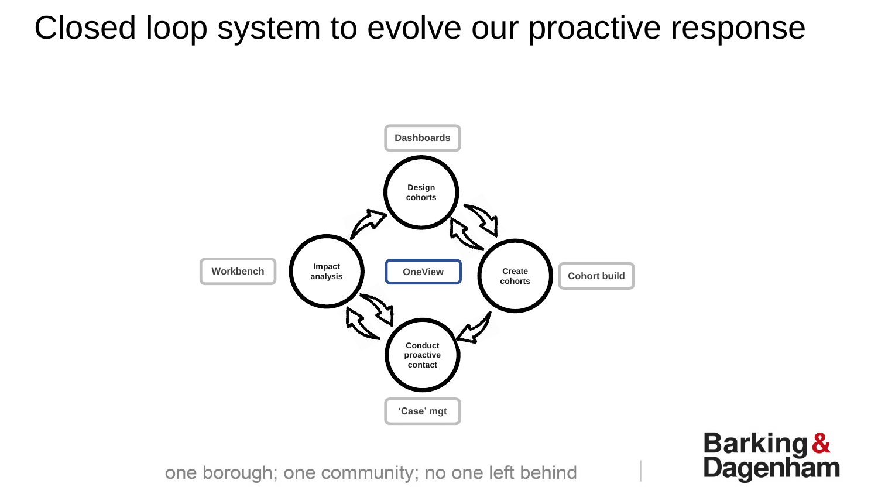# Closed loop system to evolve our proactive response

Dashboards

Design cohorts

Workbench

Impact analysis

OneView

Create cohorts

Cohort build

Conduct proactive contact

'Case' mgt

one borough; one community; no one left behind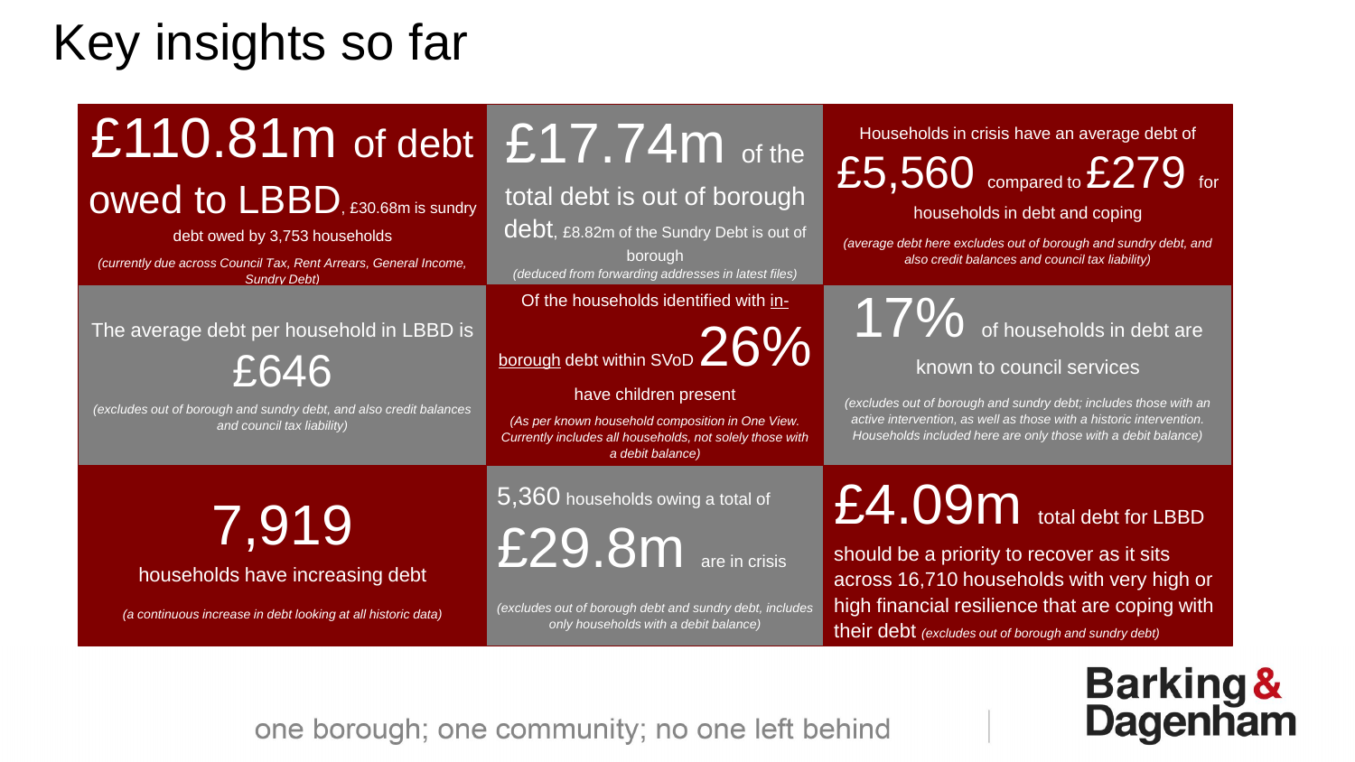# Key insights so far

**£110.81m** of debt owed to LBBD, £30.68m is sundry debt owed by 3,753 households

*(currently due across Council Tax, Rent Arrears, General Income, Sundry Debt)*

**£17.74m** of the total debt is out of borough debt, £8.82m of the Sundry Debt is out of borough

*(deduced from forwarding addresses in latest files)*

Households in crisis have an average debt of **£5,560** compared to **£279** for households in debt and coping

*(average debt here excludes out of borough and sundry debt, and also credit balances and council tax liability)*

The average debt per household in LBBD is **£646**

*(excludes out of borough and sundry debt, and also credit balances and council tax liability)*

Of the households identified with in-borough debt within SVoD **26%** have children present

*(As per known household composition in One View. Currently includes all households, not solely those with a debit balance)*

**17%** of households in debt are known to council services

*(excludes out of borough and sundry debt; includes those with an active intervention, as well as those with a historic intervention. Households included here are only those with a debit balance)*

**7,919** households have increasing debt

*(a continuous increase in debt looking at all historic data)*

5,360 households owing a total of **£29.8m** are in crisis

*(excludes out of borough debt and sundry debt, includes only households with a debit balance)*

**£4.09m** total debt for LBBD should be a priority to recover as it sits across 16,710 households with very high or high financial resilience that are coping with their debt *(excludes out of borough and sundry debt)*

one borough; one community; no one left behind

Barking & Dagenham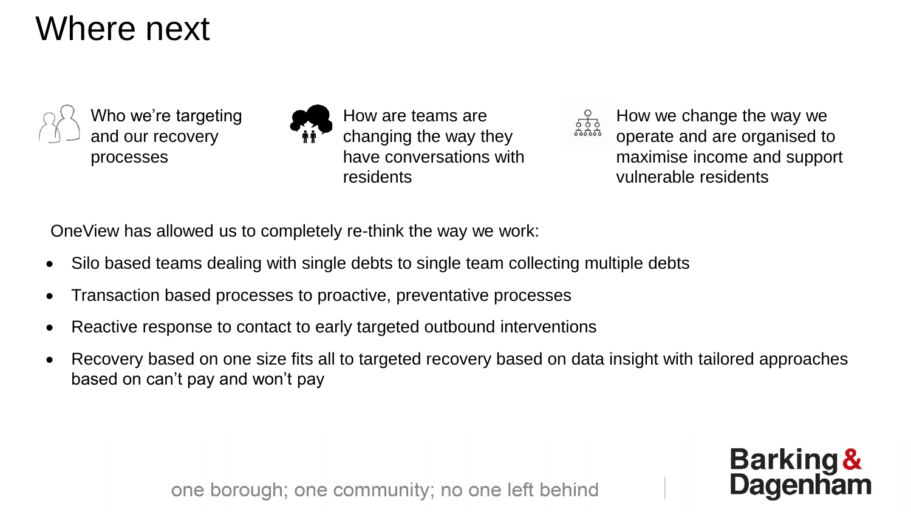# Where next

Who we’re targeting and our recovery processes

How are teams are changing the way they have conversations with residents

How we change the way we operate and are organised to maximise income and support vulnerable residents

OneView has allowed us to completely re-think the way we work:

- Silo based teams dealing with single debts to single team collecting multiple debts
- Transaction based processes to proactive, preventative processes
- Reactive response to contact to early targeted outbound interventions
- Recovery based on one size fits all to targeted recovery based on data insight with tailored approaches based on can’t pay and won’t pay

one borough; one community; no one left behind

Barking & Dagenham